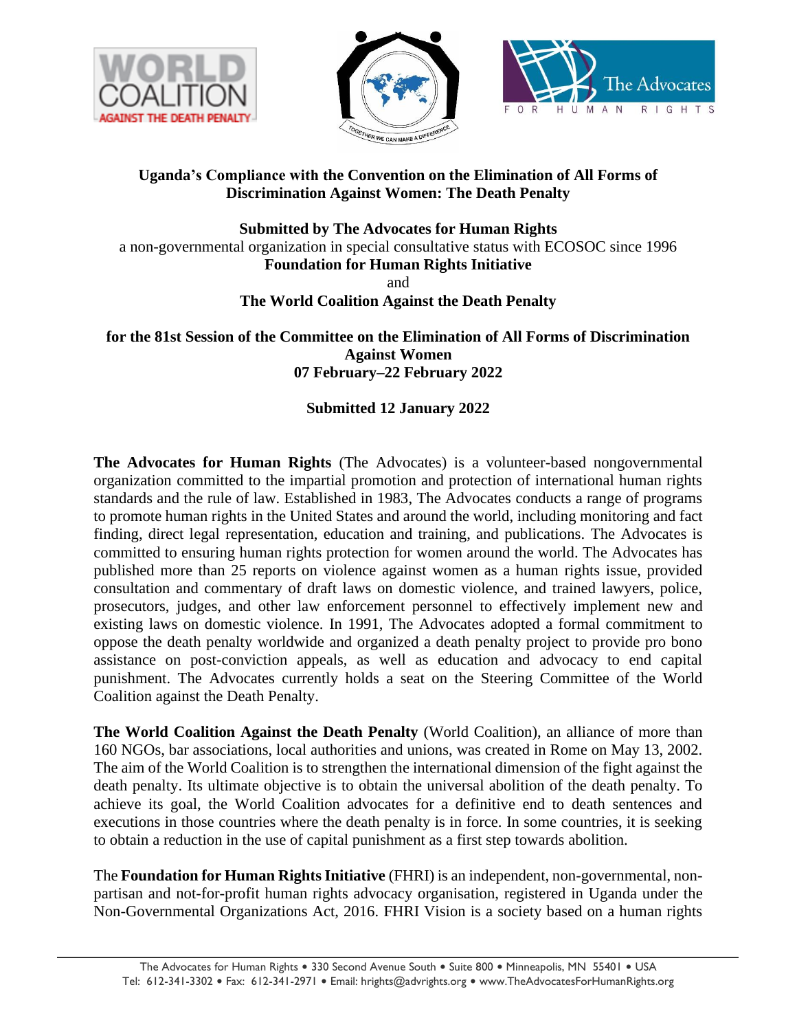# Uganda's Compliance with the Convention on the Elimination of All Forms of Discrimination Against Women: The Death Penalty

**Submitted by The Advocates for Human Rights**
a non-governmental organization in special consultative status with ECOSOC since 1996
**Foundation for Human Rights Initiative**
and
**The World Coalition Against the Death Penalty**

**for the 81st Session of the Committee on the Elimination of All Forms of Discrimination Against Women**
**07 February–22 February 2022**

**Submitted 12 January 2022**

**The Advocates for Human Rights** (The Advocates) is a volunteer-based nongovernmental organization committed to the impartial promotion and protection of international human rights standards and the rule of law. Established in 1983, The Advocates conducts a range of programs to promote human rights in the United States and around the world, including monitoring and fact finding, direct legal representation, education and training, and publications. The Advocates is committed to ensuring human rights protection for women around the world. The Advocates has published more than 25 reports on violence against women as a human rights issue, provided consultation and commentary of draft laws on domestic violence, and trained lawyers, police, prosecutors, judges, and other law enforcement personnel to effectively implement new and existing laws on domestic violence. In 1991, The Advocates adopted a formal commitment to oppose the death penalty worldwide and organized a death penalty project to provide pro bono assistance on post-conviction appeals, as well as education and advocacy to end capital punishment. The Advocates currently holds a seat on the Steering Committee of the World Coalition against the Death Penalty.

**The World Coalition Against the Death Penalty** (World Coalition), an alliance of more than 160 NGOs, bar associations, local authorities and unions, was created in Rome on May 13, 2002. The aim of the World Coalition is to strengthen the international dimension of the fight against the death penalty. Its ultimate objective is to obtain the universal abolition of the death penalty. To achieve its goal, the World Coalition advocates for a definitive end to death sentences and executions in those countries where the death penalty is in force. In some countries, it is seeking to obtain a reduction in the use of capital punishment as a first step towards abolition.

The **Foundation for Human Rights Initiative** (FHRI) is an independent, non-governmental, non-partisan and not-for-profit human rights advocacy organisation, registered in Uganda under the Non-Governmental Organizations Act, 2016. FHRI Vision is a society based on a human rights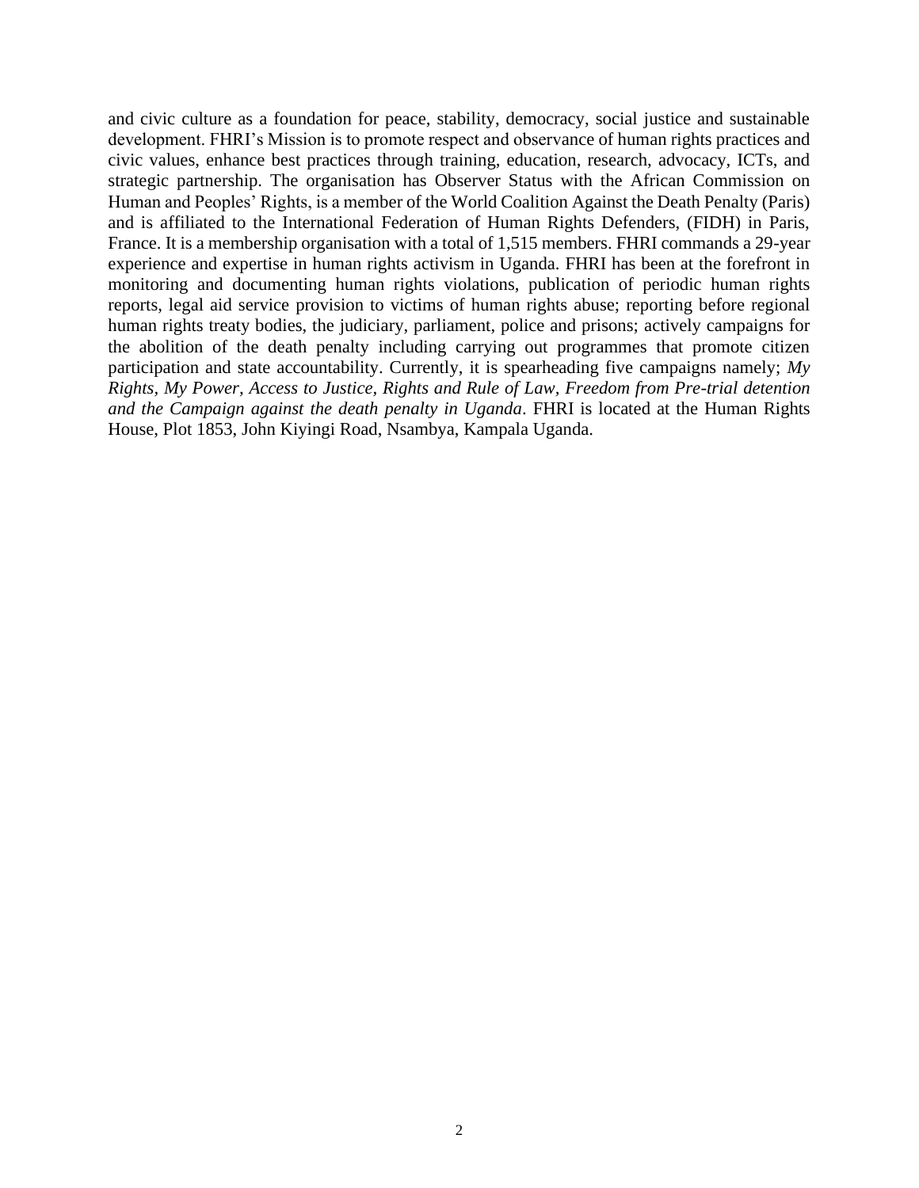and civic culture as a foundation for peace, stability, democracy, social justice and sustainable development. FHRI's Mission is to promote respect and observance of human rights practices and civic values, enhance best practices through training, education, research, advocacy, ICTs, and strategic partnership. The organisation has Observer Status with the African Commission on Human and Peoples' Rights, is a member of the World Coalition Against the Death Penalty (Paris) and is affiliated to the International Federation of Human Rights Defenders, (FIDH) in Paris, France. It is a membership organisation with a total of 1,515 members. FHRI commands a 29-year experience and expertise in human rights activism in Uganda. FHRI has been at the forefront in monitoring and documenting human rights violations, publication of periodic human rights reports, legal aid service provision to victims of human rights abuse; reporting before regional human rights treaty bodies, the judiciary, parliament, police and prisons; actively campaigns for the abolition of the death penalty including carrying out programmes that promote citizen participation and state accountability. Currently, it is spearheading five campaigns namely; *My Rights, My Power, Access to Justice, Rights and Rule of Law, Freedom from Pre-trial detention and the Campaign against the death penalty in Uganda*. FHRI is located at the Human Rights House, Plot 1853, John Kiyingi Road, Nsambya, Kampala Uganda.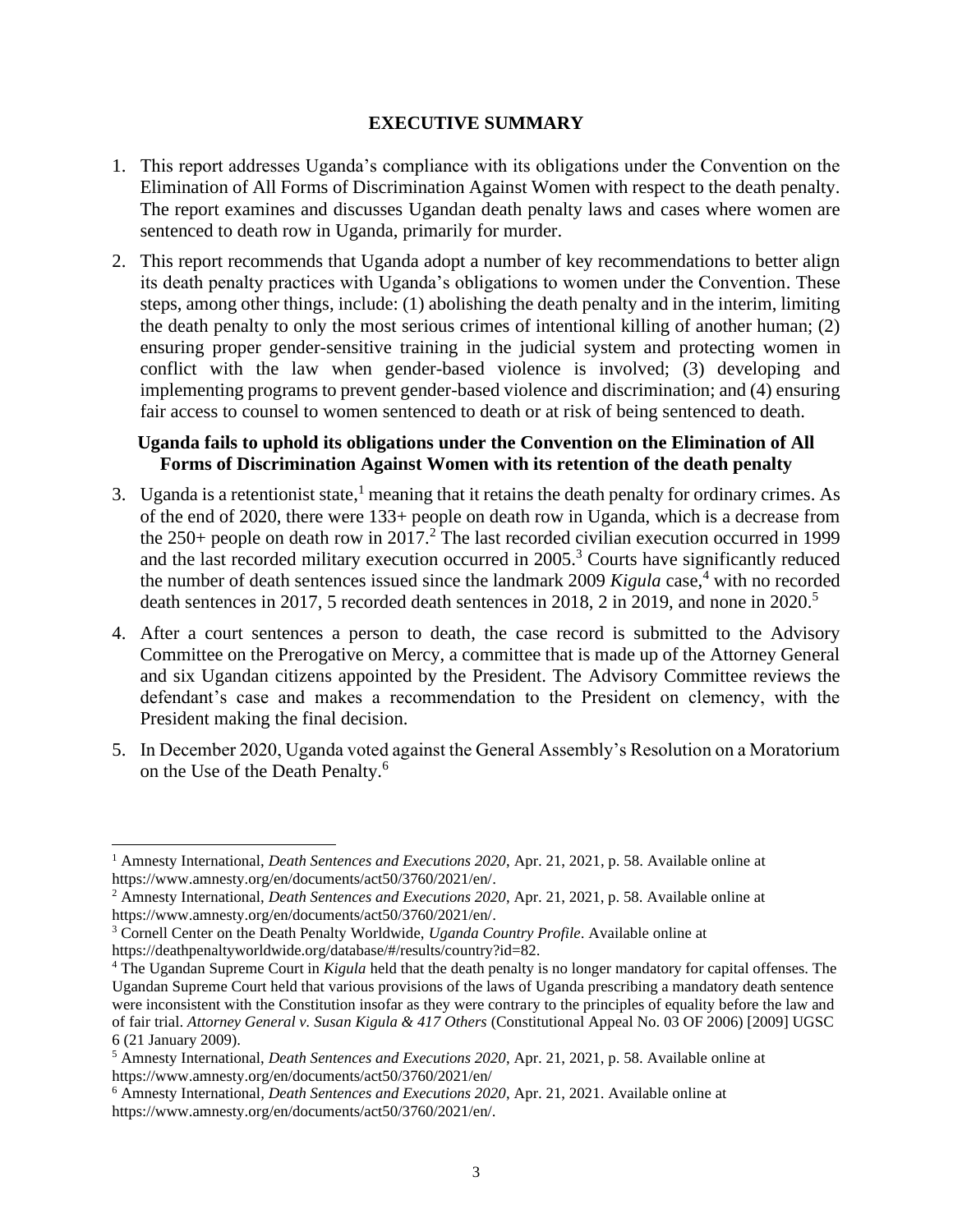## EXECUTIVE SUMMARY

1. This report addresses Uganda's compliance with its obligations under the Convention on the Elimination of All Forms of Discrimination Against Women with respect to the death penalty. The report examines and discusses Ugandan death penalty laws and cases where women are sentenced to death row in Uganda, primarily for murder.

2. This report recommends that Uganda adopt a number of key recommendations to better align its death penalty practices with Uganda's obligations to women under the Convention. These steps, among other things, include: (1) abolishing the death penalty and in the interim, limiting the death penalty to only the most serious crimes of intentional killing of another human; (2) ensuring proper gender-sensitive training in the judicial system and protecting women in conflict with the law when gender-based violence is involved; (3) developing and implementing programs to prevent gender-based violence and discrimination; and (4) ensuring fair access to counsel to women sentenced to death or at risk of being sentenced to death.

### Uganda fails to uphold its obligations under the Convention on the Elimination of All Forms of Discrimination Against Women with its retention of the death penalty

3. Uganda is a retentionist state,[1] meaning that it retains the death penalty for ordinary crimes. As of the end of 2020, there were 133+ people on death row in Uganda, which is a decrease from the 250+ people on death row in 2017.[2] The last recorded civilian execution occurred in 1999 and the last recorded military execution occurred in 2005.[3] Courts have significantly reduced the number of death sentences issued since the landmark 2009 *Kigula* case,[4] with no recorded death sentences in 2017, 5 recorded death sentences in 2018, 2 in 2019, and none in 2020.[5]

4. After a court sentences a person to death, the case record is submitted to the Advisory Committee on the Prerogative on Mercy, a committee that is made up of the Attorney General and six Ugandan citizens appointed by the President. The Advisory Committee reviews the defendant's case and makes a recommendation to the President on clemency, with the President making the final decision.

5. In December 2020, Uganda voted against the General Assembly's Resolution on a Moratorium on the Use of the Death Penalty.[6]

---

[1] Amnesty International, *Death Sentences and Executions 2020*, Apr. 21, 2021, p. 58. Available online at https://www.amnesty.org/en/documents/act50/3760/2021/en/.

[2] Amnesty International, *Death Sentences and Executions 2020*, Apr. 21, 2021, p. 58. Available online at https://www.amnesty.org/en/documents/act50/3760/2021/en/.

[3] Cornell Center on the Death Penalty Worldwide, *Uganda Country Profile*. Available online at https://deathpenaltyworldwide.org/database/#/results/country?id=82.

[4] The Ugandan Supreme Court in *Kigula* held that the death penalty is no longer mandatory for capital offenses. The Ugandan Supreme Court held that various provisions of the laws of Uganda prescribing a mandatory death sentence were inconsistent with the Constitution insofar as they were contrary to the principles of equality before the law and of fair trial. *Attorney General v. Susan Kigula & 417 Others* (Constitutional Appeal No. 03 OF 2006) [2009] UGSC 6 (21 January 2009).

[5] Amnesty International, *Death Sentences and Executions 2020*, Apr. 21, 2021, p. 58. Available online at https://www.amnesty.org/en/documents/act50/3760/2021/en/

[6] Amnesty International, *Death Sentences and Executions 2020*, Apr. 21, 2021. Available online at https://www.amnesty.org/en/documents/act50/3760/2021/en/.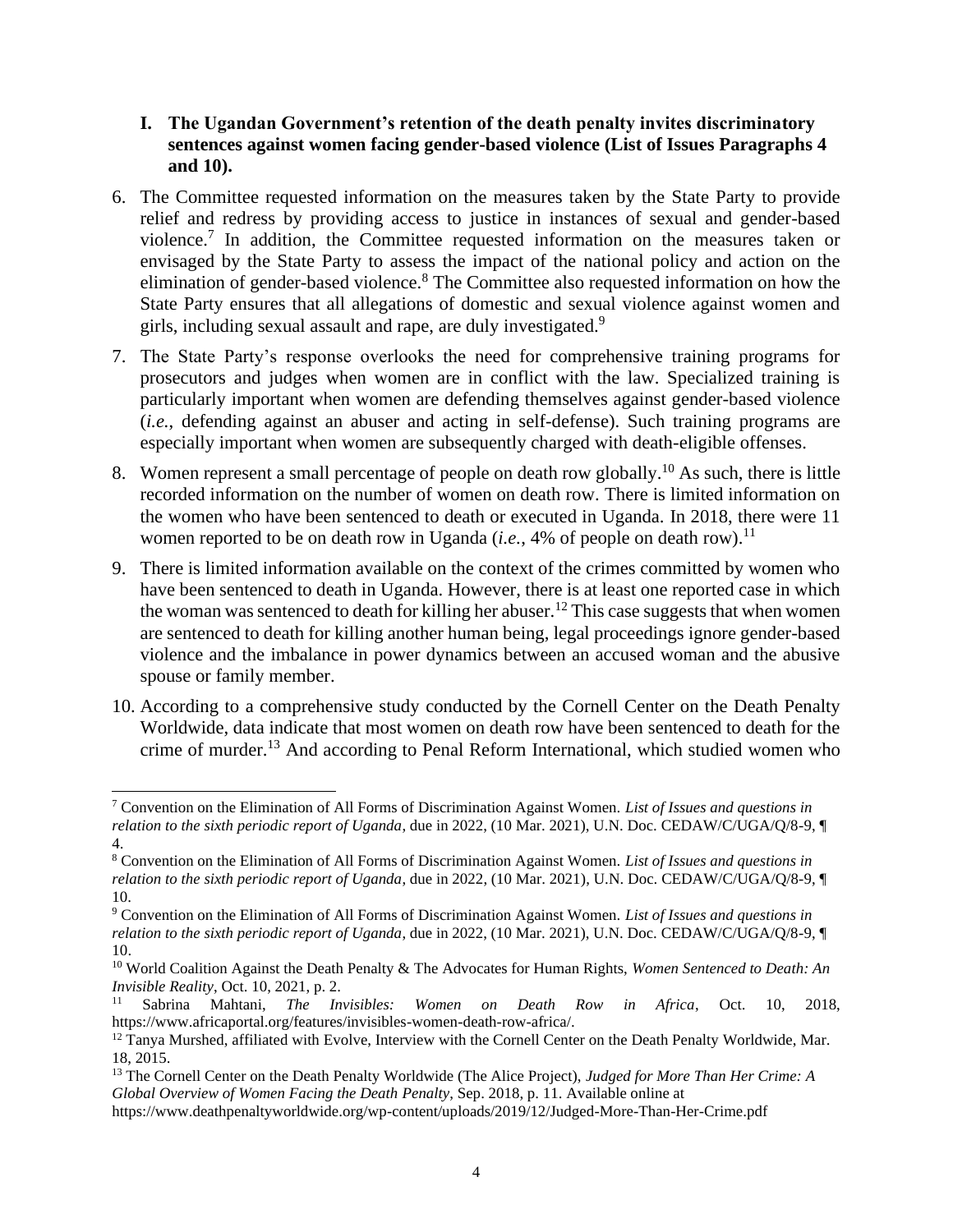## I. The Ugandan Government's retention of the death penalty invites discriminatory sentences against women facing gender-based violence (List of Issues Paragraphs 4 and 10).

6. The Committee requested information on the measures taken by the State Party to provide relief and redress by providing access to justice in instances of sexual and gender-based violence.[7] In addition, the Committee requested information on the measures taken or envisaged by the State Party to assess the impact of the national policy and action on the elimination of gender-based violence.[8] The Committee also requested information on how the State Party ensures that all allegations of domestic and sexual violence against women and girls, including sexual assault and rape, are duly investigated.[9]

7. The State Party's response overlooks the need for comprehensive training programs for prosecutors and judges when women are in conflict with the law. Specialized training is particularly important when women are defending themselves against gender-based violence (*i.e.*, defending against an abuser and acting in self-defense). Such training programs are especially important when women are subsequently charged with death-eligible offenses.

8. Women represent a small percentage of people on death row globally.[10] As such, there is little recorded information on the number of women on death row. There is limited information on the women who have been sentenced to death or executed in Uganda. In 2018, there were 11 women reported to be on death row in Uganda (*i.e.*, 4% of people on death row).[11]

9. There is limited information available on the context of the crimes committed by women who have been sentenced to death in Uganda. However, there is at least one reported case in which the woman was sentenced to death for killing her abuser.[12] This case suggests that when women are sentenced to death for killing another human being, legal proceedings ignore gender-based violence and the imbalance in power dynamics between an accused woman and the abusive spouse or family member.

10. According to a comprehensive study conducted by the Cornell Center on the Death Penalty Worldwide, data indicate that most women on death row have been sentenced to death for the crime of murder.[13] And according to Penal Reform International, which studied women who

---

[7] Convention on the Elimination of All Forms of Discrimination Against Women. *List of Issues and questions in relation to the sixth periodic report of Uganda*, due in 2022, (10 Mar. 2021), U.N. Doc. CEDAW/C/UGA/Q/8-9, ¶ 4.

[8] Convention on the Elimination of All Forms of Discrimination Against Women. *List of Issues and questions in relation to the sixth periodic report of Uganda*, due in 2022, (10 Mar. 2021), U.N. Doc. CEDAW/C/UGA/Q/8-9, ¶ 10.

[9] Convention on the Elimination of All Forms of Discrimination Against Women. *List of Issues and questions in relation to the sixth periodic report of Uganda*, due in 2022, (10 Mar. 2021), U.N. Doc. CEDAW/C/UGA/Q/8-9, ¶ 10.

[10] World Coalition Against the Death Penalty & The Advocates for Human Rights, *Women Sentenced to Death: An Invisible Reality*, Oct. 10, 2021, p. 2.

[11] Sabrina Mahtani, *The Invisibles: Women on Death Row in Africa*, Oct. 10, 2018, https://www.africaportal.org/features/invisibles-women-death-row-africa/.

[12] Tanya Murshed, affiliated with Evolve, Interview with the Cornell Center on the Death Penalty Worldwide, Mar. 18, 2015.

[13] The Cornell Center on the Death Penalty Worldwide (The Alice Project), *Judged for More Than Her Crime: A Global Overview of Women Facing the Death Penalty*, Sep. 2018, p. 11. Available online at https://www.deathpenaltyworldwide.org/wp-content/uploads/2019/12/Judged-More-Than-Her-Crime.pdf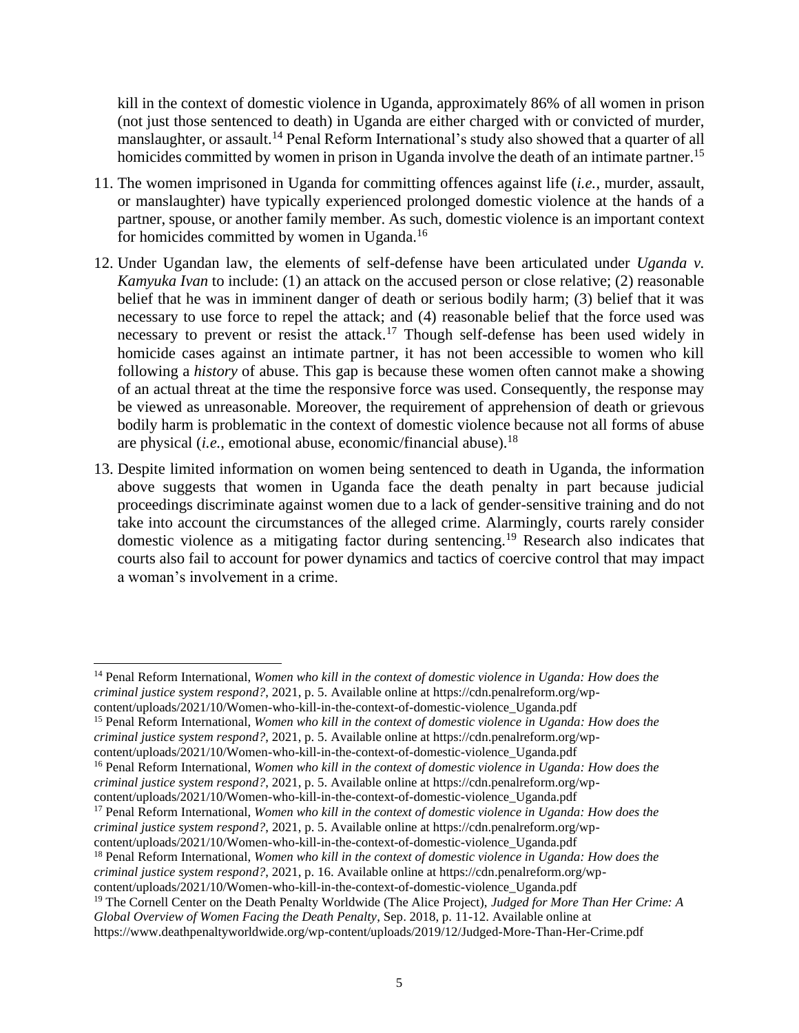kill in the context of domestic violence in Uganda, approximately 86% of all women in prison (not just those sentenced to death) in Uganda are either charged with or convicted of murder, manslaughter, or assault.[14] Penal Reform International's study also showed that a quarter of all homicides committed by women in prison in Uganda involve the death of an intimate partner.[15]

11. The women imprisoned in Uganda for committing offences against life (*i.e.*, murder, assault, or manslaughter) have typically experienced prolonged domestic violence at the hands of a partner, spouse, or another family member. As such, domestic violence is an important context for homicides committed by women in Uganda.[16]

12. Under Ugandan law, the elements of self-defense have been articulated under *Uganda v. Kamyuka Ivan* to include: (1) an attack on the accused person or close relative; (2) reasonable belief that he was in imminent danger of death or serious bodily harm; (3) belief that it was necessary to use force to repel the attack; and (4) reasonable belief that the force used was necessary to prevent or resist the attack.[17] Though self-defense has been used widely in homicide cases against an intimate partner, it has not been accessible to women who kill following a *history* of abuse. This gap is because these women often cannot make a showing of an actual threat at the time the responsive force was used. Consequently, the response may be viewed as unreasonable. Moreover, the requirement of apprehension of death or grievous bodily harm is problematic in the context of domestic violence because not all forms of abuse are physical (*i.e.*, emotional abuse, economic/financial abuse).[18]

13. Despite limited information on women being sentenced to death in Uganda, the information above suggests that women in Uganda face the death penalty in part because judicial proceedings discriminate against women due to a lack of gender-sensitive training and do not take into account the circumstances of the alleged crime. Alarmingly, courts rarely consider domestic violence as a mitigating factor during sentencing.[19] Research also indicates that courts also fail to account for power dynamics and tactics of coercive control that may impact a woman's involvement in a crime.

---

[14] Penal Reform International, *Women who kill in the context of domestic violence in Uganda: How does the criminal justice system respond?*, 2021, p. 5. Available online at https://cdn.penalreform.org/wp-content/uploads/2021/10/Women-who-kill-in-the-context-of-domestic-violence_Uganda.pdf

[15] Penal Reform International, *Women who kill in the context of domestic violence in Uganda: How does the criminal justice system respond?*, 2021, p. 5. Available online at https://cdn.penalreform.org/wp-content/uploads/2021/10/Women-who-kill-in-the-context-of-domestic-violence_Uganda.pdf

[16] Penal Reform International, *Women who kill in the context of domestic violence in Uganda: How does the criminal justice system respond?*, 2021, p. 5. Available online at https://cdn.penalreform.org/wp-content/uploads/2021/10/Women-who-kill-in-the-context-of-domestic-violence_Uganda.pdf

[17] Penal Reform International, *Women who kill in the context of domestic violence in Uganda: How does the criminal justice system respond?*, 2021, p. 5. Available online at https://cdn.penalreform.org/wp-content/uploads/2021/10/Women-who-kill-in-the-context-of-domestic-violence_Uganda.pdf

[18] Penal Reform International, *Women who kill in the context of domestic violence in Uganda: How does the criminal justice system respond?*, 2021, p. 16. Available online at https://cdn.penalreform.org/wp-content/uploads/2021/10/Women-who-kill-in-the-context-of-domestic-violence_Uganda.pdf

[19] The Cornell Center on the Death Penalty Worldwide (The Alice Project), *Judged for More Than Her Crime: A Global Overview of Women Facing the Death Penalty*, Sep. 2018, p. 11-12. Available online at https://www.deathpenaltyworldwide.org/wp-content/uploads/2019/12/Judged-More-Than-Her-Crime.pdf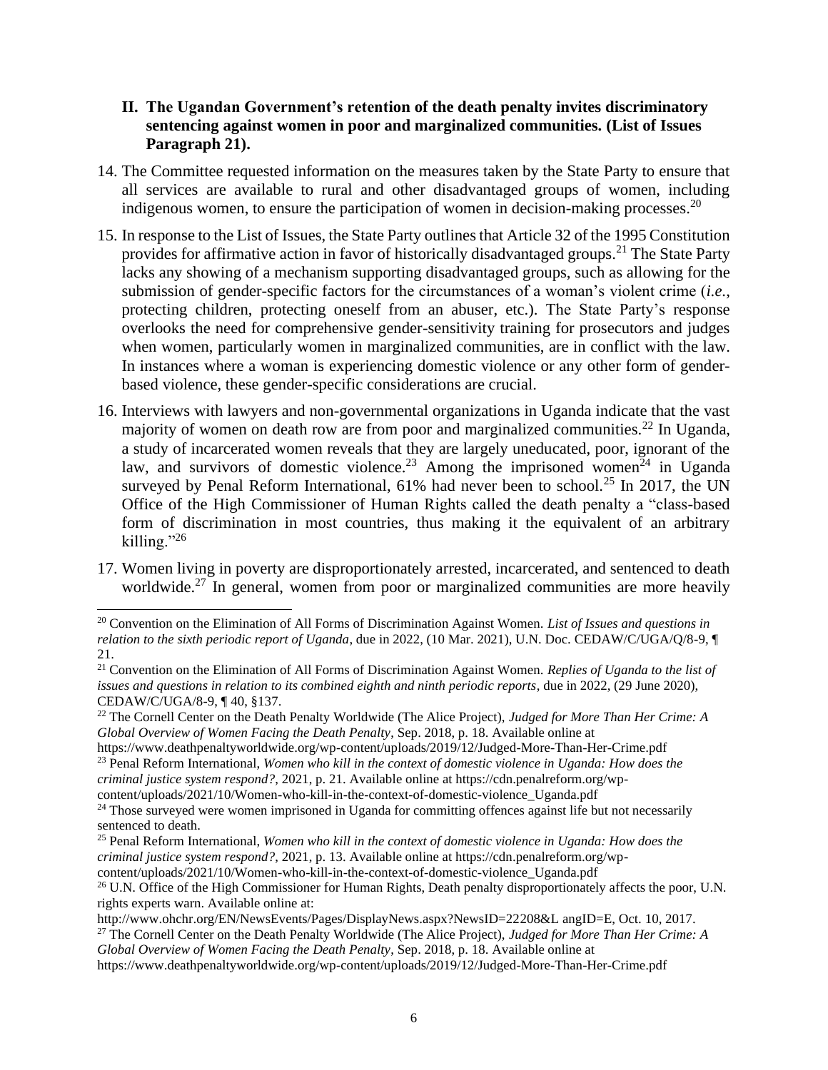## II. The Ugandan Government's retention of the death penalty invites discriminatory sentencing against women in poor and marginalized communities. (List of Issues Paragraph 21).

14. The Committee requested information on the measures taken by the State Party to ensure that all services are available to rural and other disadvantaged groups of women, including indigenous women, to ensure the participation of women in decision-making processes.[20]

15. In response to the List of Issues, the State Party outlines that Article 32 of the 1995 Constitution provides for affirmative action in favor of historically disadvantaged groups.[21] The State Party lacks any showing of a mechanism supporting disadvantaged groups, such as allowing for the submission of gender-specific factors for the circumstances of a woman's violent crime (*i.e.*, protecting children, protecting oneself from an abuser, etc.). The State Party's response overlooks the need for comprehensive gender-sensitivity training for prosecutors and judges when women, particularly women in marginalized communities, are in conflict with the law. In instances where a woman is experiencing domestic violence or any other form of gender-based violence, these gender-specific considerations are crucial.

16. Interviews with lawyers and non-governmental organizations in Uganda indicate that the vast majority of women on death row are from poor and marginalized communities.[22] In Uganda, a study of incarcerated women reveals that they are largely uneducated, poor, ignorant of the law, and survivors of domestic violence.[23] Among the imprisoned women[24] in Uganda surveyed by Penal Reform International, 61% had never been to school.[25] In 2017, the UN Office of the High Commissioner of Human Rights called the death penalty a "class-based form of discrimination in most countries, thus making it the equivalent of an arbitrary killing."[26]

17. Women living in poverty are disproportionately arrested, incarcerated, and sentenced to death worldwide.[27] In general, women from poor or marginalized communities are more heavily

---

[20] Convention on the Elimination of All Forms of Discrimination Against Women. *List of Issues and questions in relation to the sixth periodic report of Uganda*, due in 2022, (10 Mar. 2021), U.N. Doc. CEDAW/C/UGA/Q/8-9, ¶ 21.

[21] Convention on the Elimination of All Forms of Discrimination Against Women. *Replies of Uganda to the list of issues and questions in relation to its combined eighth and ninth periodic reports*, due in 2022, (29 June 2020), CEDAW/C/UGA/8-9, ¶ 40, §137.

[22] The Cornell Center on the Death Penalty Worldwide (The Alice Project), *Judged for More Than Her Crime: A Global Overview of Women Facing the Death Penalty*, Sep. 2018, p. 18. Available online at https://www.deathpenaltyworldwide.org/wp-content/uploads/2019/12/Judged-More-Than-Her-Crime.pdf

[23] Penal Reform International, *Women who kill in the context of domestic violence in Uganda: How does the criminal justice system respond?*, 2021, p. 21. Available online at https://cdn.penalreform.org/wp-content/uploads/2021/10/Women-who-kill-in-the-context-of-domestic-violence_Uganda.pdf

[24] Those surveyed were women imprisoned in Uganda for committing offences against life but not necessarily sentenced to death.

[25] Penal Reform International, *Women who kill in the context of domestic violence in Uganda: How does the criminal justice system respond?*, 2021, p. 13. Available online at https://cdn.penalreform.org/wp-content/uploads/2021/10/Women-who-kill-in-the-context-of-domestic-violence_Uganda.pdf

[26] U.N. Office of the High Commissioner for Human Rights, Death penalty disproportionately affects the poor, U.N. rights experts warn. Available online at: http://www.ohchr.org/EN/NewsEvents/Pages/DisplayNews.aspx?NewsID=22208&L angID=E, Oct. 10, 2017.

[27] The Cornell Center on the Death Penalty Worldwide (The Alice Project), *Judged for More Than Her Crime: A Global Overview of Women Facing the Death Penalty*, Sep. 2018, p. 18. Available online at https://www.deathpenaltyworldwide.org/wp-content/uploads/2019/12/Judged-More-Than-Her-Crime.pdf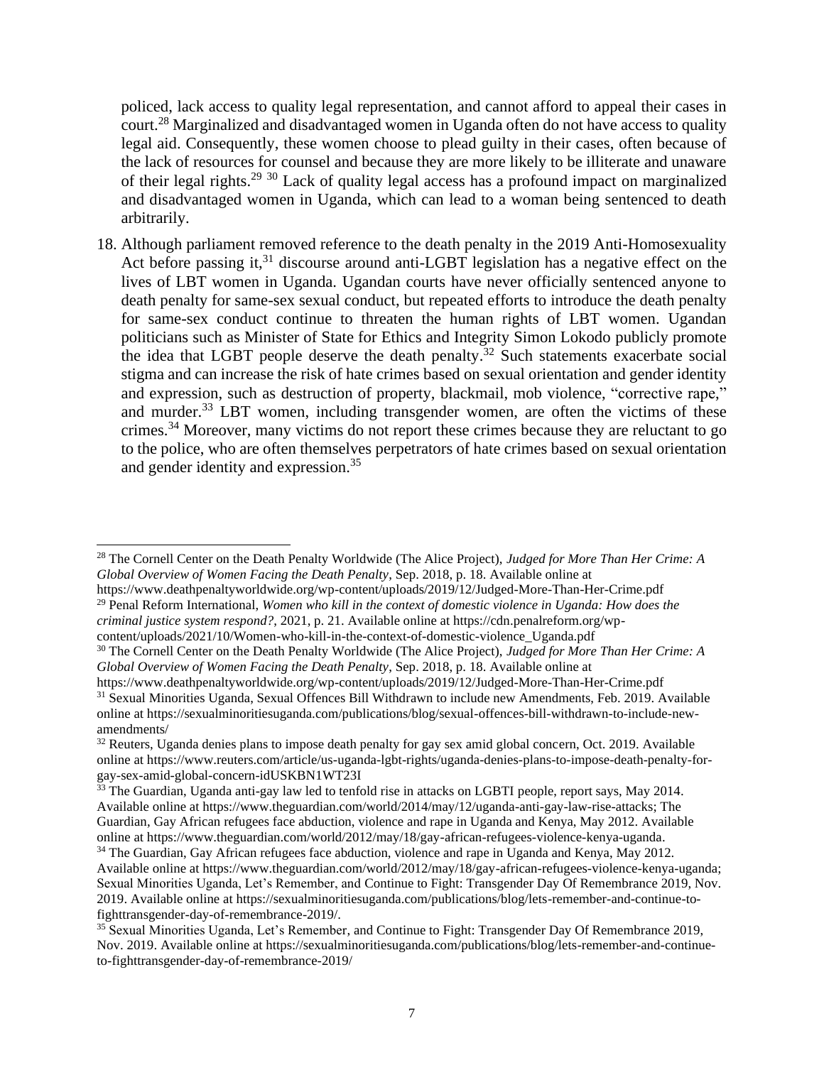policed, lack access to quality legal representation, and cannot afford to appeal their cases in court.[28] Marginalized and disadvantaged women in Uganda often do not have access to quality legal aid. Consequently, these women choose to plead guilty in their cases, often because of the lack of resources for counsel and because they are more likely to be illiterate and unaware of their legal rights.[29] [30] Lack of quality legal access has a profound impact on marginalized and disadvantaged women in Uganda, which can lead to a woman being sentenced to death arbitrarily.

18. Although parliament removed reference to the death penalty in the 2019 Anti-Homosexuality Act before passing it,[31] discourse around anti-LGBT legislation has a negative effect on the lives of LBT women in Uganda. Ugandan courts have never officially sentenced anyone to death penalty for same-sex sexual conduct, but repeated efforts to introduce the death penalty for same-sex conduct continue to threaten the human rights of LBT women. Ugandan politicians such as Minister of State for Ethics and Integrity Simon Lokodo publicly promote the idea that LGBT people deserve the death penalty.[32] Such statements exacerbate social stigma and can increase the risk of hate crimes based on sexual orientation and gender identity and expression, such as destruction of property, blackmail, mob violence, "corrective rape," and murder.[33] LBT women, including transgender women, are often the victims of these crimes.[34] Moreover, many victims do not report these crimes because they are reluctant to go to the police, who are often themselves perpetrators of hate crimes based on sexual orientation and gender identity and expression.[35]

---

[28] The Cornell Center on the Death Penalty Worldwide (The Alice Project), *Judged for More Than Her Crime: A Global Overview of Women Facing the Death Penalty*, Sep. 2018, p. 18. Available online at https://www.deathpenaltyworldwide.org/wp-content/uploads/2019/12/Judged-More-Than-Her-Crime.pdf

[29] Penal Reform International, *Women who kill in the context of domestic violence in Uganda: How does the criminal justice system respond?*, 2021, p. 21. Available online at https://cdn.penalreform.org/wp-content/uploads/2021/10/Women-who-kill-in-the-context-of-domestic-violence_Uganda.pdf

[30] The Cornell Center on the Death Penalty Worldwide (The Alice Project), *Judged for More Than Her Crime: A Global Overview of Women Facing the Death Penalty*, Sep. 2018, p. 18. Available online at https://www.deathpenaltyworldwide.org/wp-content/uploads/2019/12/Judged-More-Than-Her-Crime.pdf

[31] Sexual Minorities Uganda, Sexual Offences Bill Withdrawn to include new Amendments, Feb. 2019. Available online at https://sexualminoritiesuganda.com/publications/blog/sexual-offences-bill-withdrawn-to-include-new-amendments/

[32] Reuters, Uganda denies plans to impose death penalty for gay sex amid global concern, Oct. 2019. Available online at https://www.reuters.com/article/us-uganda-lgbt-rights/uganda-denies-plans-to-impose-death-penalty-for-gay-sex-amid-global-concern-idUSKBN1WT23I

[33] The Guardian, Uganda anti-gay law led to tenfold rise in attacks on LGBTI people, report says, May 2014. Available online at https://www.theguardian.com/world/2014/may/12/uganda-anti-gay-law-rise-attacks; The Guardian, Gay African refugees face abduction, violence and rape in Uganda and Kenya, May 2012. Available online at https://www.theguardian.com/world/2012/may/18/gay-african-refugees-violence-kenya-uganda.

[34] The Guardian, Gay African refugees face abduction, violence and rape in Uganda and Kenya, May 2012. Available online at https://www.theguardian.com/world/2012/may/18/gay-african-refugees-violence-kenya-uganda; Sexual Minorities Uganda, Let's Remember, and Continue to Fight: Transgender Day Of Remembrance 2019, Nov. 2019. Available online at https://sexualminoritiesuganda.com/publications/blog/lets-remember-and-continue-to-fighttransgender-day-of-remembrance-2019/.

[35] Sexual Minorities Uganda, Let's Remember, and Continue to Fight: Transgender Day Of Remembrance 2019, Nov. 2019. Available online at https://sexualminoritiesuganda.com/publications/blog/lets-remember-and-continue-to-fighttransgender-day-of-remembrance-2019/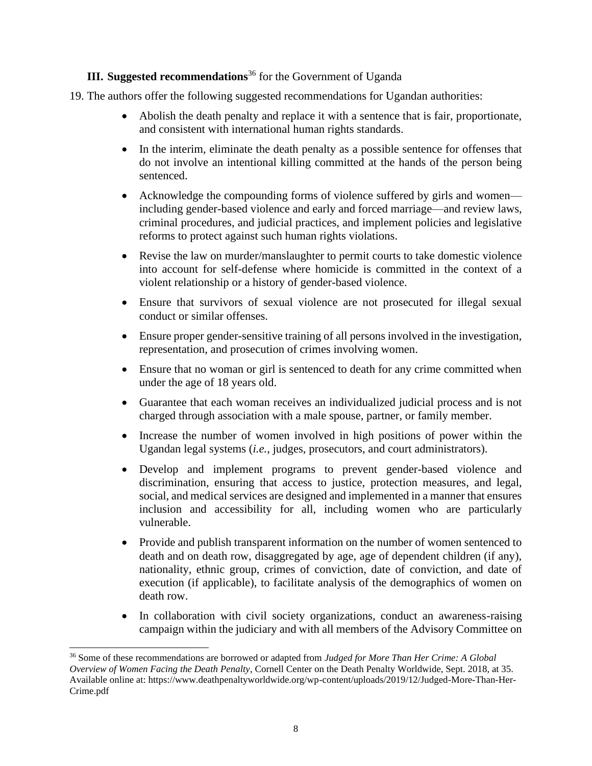### III. **Suggested recommendations**[36] for the Government of Uganda

19. The authors offer the following suggested recommendations for Ugandan authorities:

- Abolish the death penalty and replace it with a sentence that is fair, proportionate, and consistent with international human rights standards.
- In the interim, eliminate the death penalty as a possible sentence for offenses that do not involve an intentional killing committed at the hands of the person being sentenced.
- Acknowledge the compounding forms of violence suffered by girls and women—including gender-based violence and early and forced marriage—and review laws, criminal procedures, and judicial practices, and implement policies and legislative reforms to protect against such human rights violations.
- Revise the law on murder/manslaughter to permit courts to take domestic violence into account for self-defense where homicide is committed in the context of a violent relationship or a history of gender-based violence.
- Ensure that survivors of sexual violence are not prosecuted for illegal sexual conduct or similar offenses.
- Ensure proper gender-sensitive training of all persons involved in the investigation, representation, and prosecution of crimes involving women.
- Ensure that no woman or girl is sentenced to death for any crime committed when under the age of 18 years old.
- Guarantee that each woman receives an individualized judicial process and is not charged through association with a male spouse, partner, or family member.
- Increase the number of women involved in high positions of power within the Ugandan legal systems (*i.e.*, judges, prosecutors, and court administrators).
- Develop and implement programs to prevent gender-based violence and discrimination, ensuring that access to justice, protection measures, and legal, social, and medical services are designed and implemented in a manner that ensures inclusion and accessibility for all, including women who are particularly vulnerable.
- Provide and publish transparent information on the number of women sentenced to death and on death row, disaggregated by age, age of dependent children (if any), nationality, ethnic group, crimes of conviction, date of conviction, and date of execution (if applicable), to facilitate analysis of the demographics of women on death row.
- In collaboration with civil society organizations, conduct an awareness-raising campaign within the judiciary and with all members of the Advisory Committee on

[36] Some of these recommendations are borrowed or adapted from *Judged for More Than Her Crime: A Global Overview of Women Facing the Death Penalty*, Cornell Center on the Death Penalty Worldwide, Sept. 2018, at 35. Available online at: https://www.deathpenaltyworldwide.org/wp-content/uploads/2019/12/Judged-More-Than-Her-Crime.pdf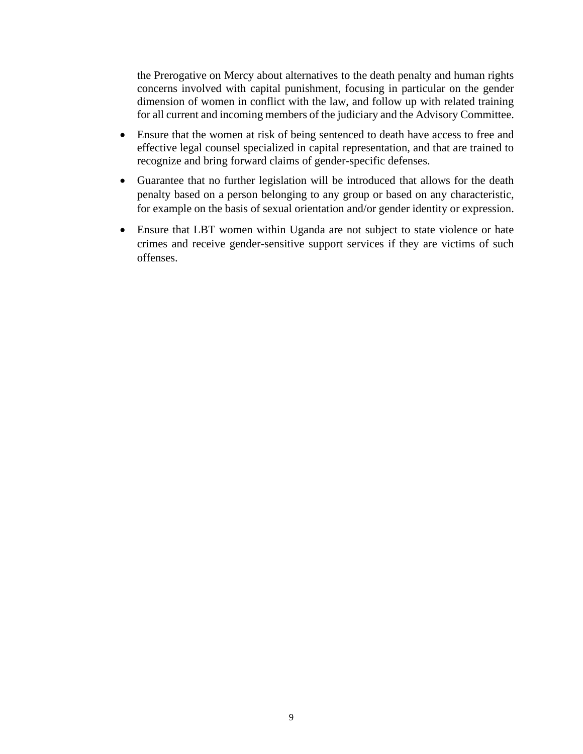the Prerogative on Mercy about alternatives to the death penalty and human rights concerns involved with capital punishment, focusing in particular on the gender dimension of women in conflict with the law, and follow up with related training for all current and incoming members of the judiciary and the Advisory Committee.

- Ensure that the women at risk of being sentenced to death have access to free and effective legal counsel specialized in capital representation, and that are trained to recognize and bring forward claims of gender-specific defenses.
- Guarantee that no further legislation will be introduced that allows for the death penalty based on a person belonging to any group or based on any characteristic, for example on the basis of sexual orientation and/or gender identity or expression.
- Ensure that LBT women within Uganda are not subject to state violence or hate crimes and receive gender-sensitive support services if they are victims of such offenses.